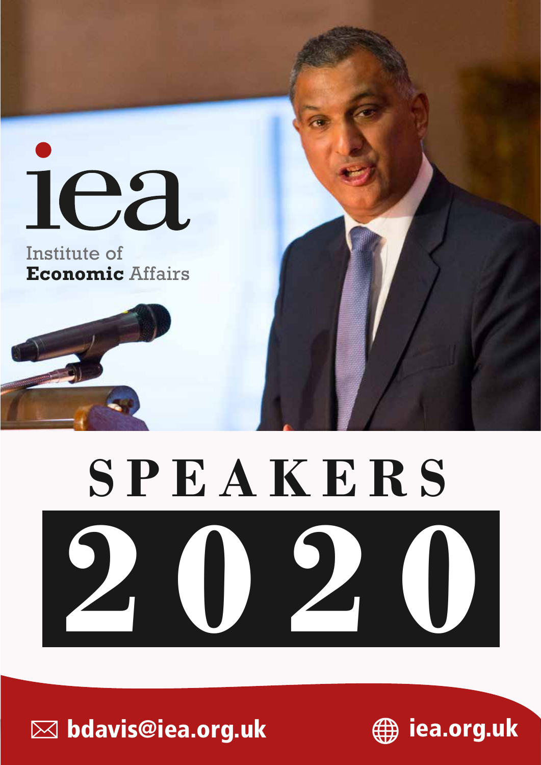iea

Institute of **Economic** Affairs

# SPEAKERS 2020

bdavis@iea.org.uk

iea.org.uk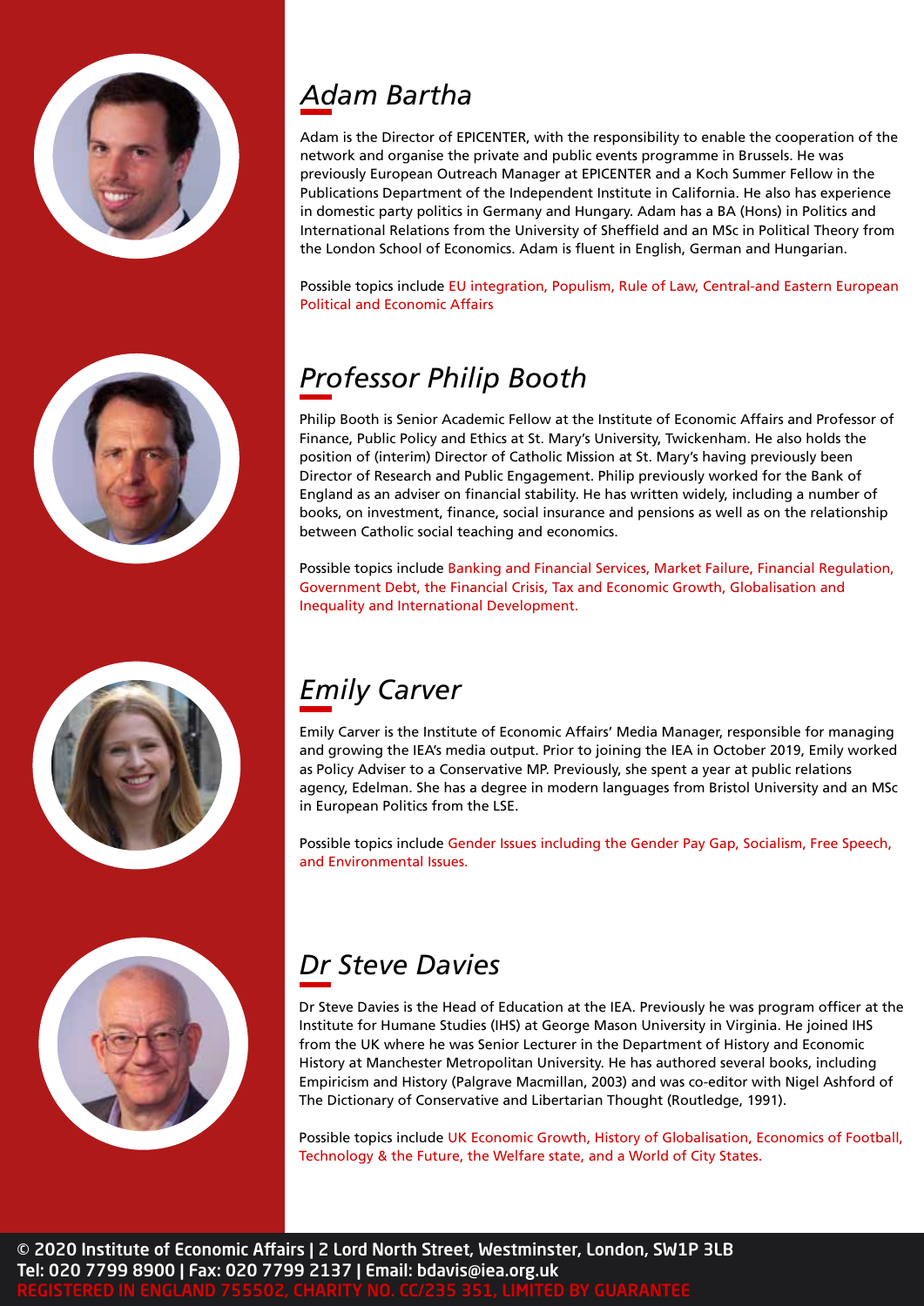## *Adam Bartha*

Adam is the Director of EPICENTER, with the responsibility to enable the cooperation of the network and organise the private and public events programme in Brussels. He was previously European Outreach Manager at EPICENTER and a Koch Summer Fellow in the Publications Department of the Independent Institute in California. He also has experience in domestic party politics in Germany and Hungary. Adam has a BA (Hons) in Politics and International Relations from the University of Sheffield and an MSc in Political Theory from the London School of Economics. Adam is fluent in English, German and Hungarian.

Possible topics include EU integration, Populism, Rule of Law, Central-and Eastern European Political and Economic Affairs

## *Professor Philip Booth*

Philip Booth is Senior Academic Fellow at the Institute of Economic Affairs and Professor of Finance, Public Policy and Ethics at St. Mary's University, Twickenham. He also holds the position of (interim) Director of Catholic Mission at St. Mary's having previously been Director of Research and Public Engagement. Philip previously worked for the Bank of England as an adviser on financial stability. He has written widely, including a number of books, on investment, finance, social insurance and pensions as well as on the relationship between Catholic social teaching and economics.

Possible topics include Banking and Financial Services, Market Failure, Financial Regulation, Government Debt, the Financial Crisis, Tax and Economic Growth, Globalisation and Inequality and International Development.

## *Emily Carver*

Emily Carver is the Institute of Economic Affairs' Media Manager, responsible for managing and growing the IEA's media output. Prior to joining the IEA in October 2019, Emily worked as Policy Adviser to a Conservative MP. Previously, she spent a year at public relations agency, Edelman. She has a degree in modern languages from Bristol University and an MSc in European Politics from the LSE.

Possible topics include Gender Issues including the Gender Pay Gap, Socialism, Free Speech, and Environmental Issues.

## *Dr Steve Davies*

Dr Steve Davies is the Head of Education at the IEA. Previously he was program officer at the Institute for Humane Studies (IHS) at George Mason University in Virginia. He joined IHS from the UK where he was Senior Lecturer in the Department of History and Economic History at Manchester Metropolitan University. He has authored several books, including Empiricism and History (Palgrave Macmillan, 2003) and was co-editor with Nigel Ashford of The Dictionary of Conservative and Libertarian Thought (Routledge, 1991).

Possible topics include UK Economic Growth, History of Globalisation, Economics of Football, Technology & the Future, the Welfare state, and a World of City States.

© 2020 Institute of Economic Affairs | 2 Lord North Street, Westminster, London, SW1P 3LB
Tel: 020 7799 8900 | Fax: 020 7799 2137 | Email: bdavis@iea.org.uk
REGISTERED IN ENGLAND 755502, CHARITY NO. CC/235 351, LIMITED BY GUARANTEE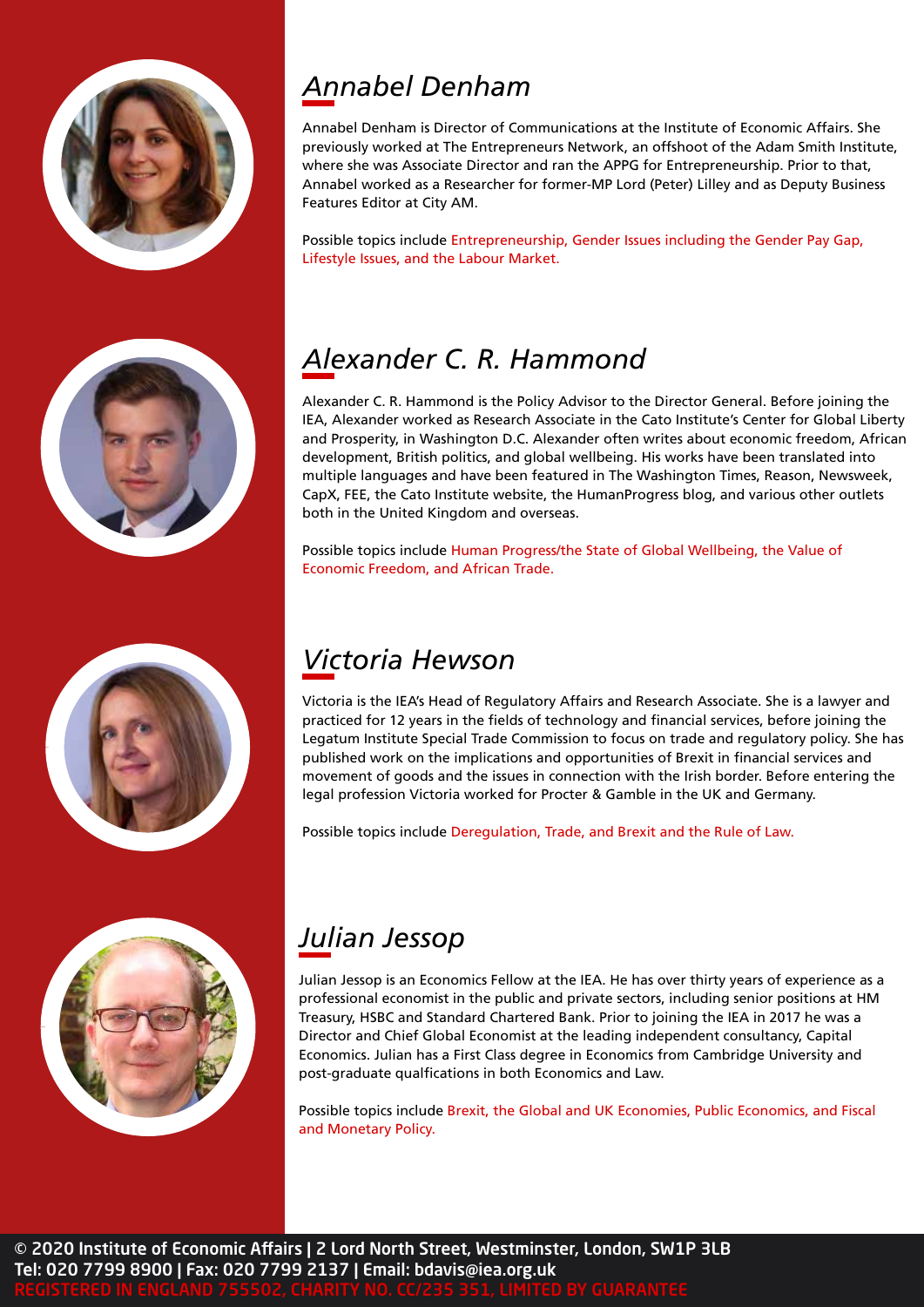## *Annabel Denham*

Annabel Denham is Director of Communications at the Institute of Economic Affairs. She previously worked at The Entrepreneurs Network, an offshoot of the Adam Smith Institute, where she was Associate Director and ran the APPG for Entrepreneurship. Prior to that, Annabel worked as a Researcher for former-MP Lord (Peter) Lilley and as Deputy Business Features Editor at City AM.

Possible topics include Entrepreneurship, Gender Issues including the Gender Pay Gap, Lifestyle Issues, and the Labour Market.

## *Alexander C. R. Hammond*

Alexander C. R. Hammond is the Policy Advisor to the Director General. Before joining the IEA, Alexander worked as Research Associate in the Cato Institute's Center for Global Liberty and Prosperity, in Washington D.C. Alexander often writes about economic freedom, African development, British politics, and global wellbeing. His works have been translated into multiple languages and have been featured in The Washington Times, Reason, Newsweek, CapX, FEE, the Cato Institute website, the HumanProgress blog, and various other outlets both in the United Kingdom and overseas.

Possible topics include Human Progress/the State of Global Wellbeing, the Value of Economic Freedom, and African Trade.

## *Victoria Hewson*

Victoria is the IEA's Head of Regulatory Affairs and Research Associate. She is a lawyer and practiced for 12 years in the fields of technology and financial services, before joining the Legatum Institute Special Trade Commission to focus on trade and regulatory policy. She has published work on the implications and opportunities of Brexit in financial services and movement of goods and the issues in connection with the Irish border. Before entering the legal profession Victoria worked for Procter & Gamble in the UK and Germany.

Possible topics include Deregulation, Trade, and Brexit and the Rule of Law.

## *Julian Jessop*

Julian Jessop is an Economics Fellow at the IEA. He has over thirty years of experience as a professional economist in the public and private sectors, including senior positions at HM Treasury, HSBC and Standard Chartered Bank. Prior to joining the IEA in 2017 he was a Director and Chief Global Economist at the leading independent consultancy, Capital Economics. Julian has a First Class degree in Economics from Cambridge University and post-graduate qualfications in both Economics and Law.

Possible topics include Brexit, the Global and UK Economies, Public Economics, and Fiscal and Monetary Policy.

© 2020 Institute of Economic Affairs | 2 Lord North Street, Westminster, London, SW1P 3LB
Tel: 020 7799 8900 | Fax: 020 7799 2137 | Email: bdavis@iea.org.uk
REGISTERED IN ENGLAND 755502, CHARITY NO. CC/235 351, LIMITED BY GUARANTEE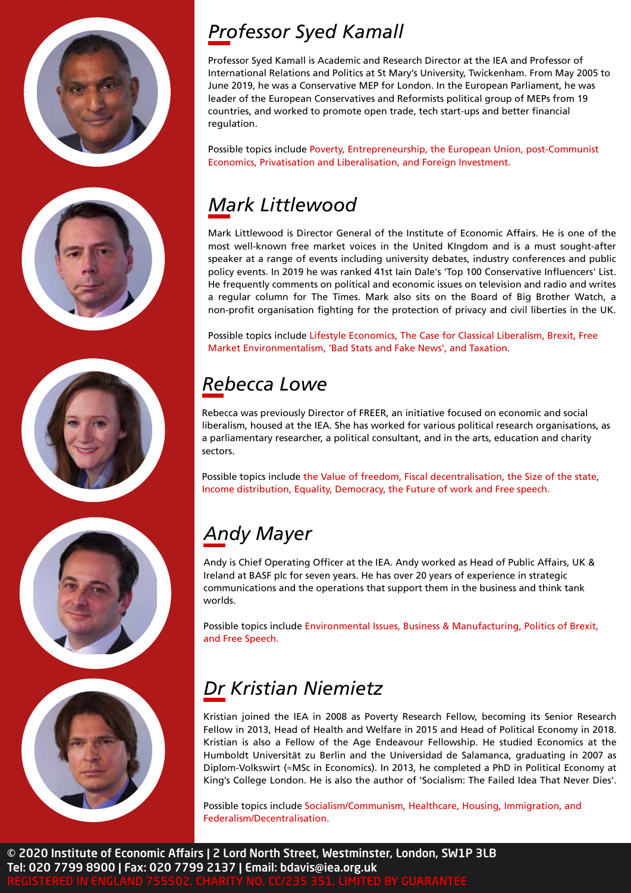## *Professor Syed Kamall*

Professor Syed Kamall is Academic and Research Director at the IEA and Professor of International Relations and Politics at St Mary's University, Twickenham. From May 2005 to June 2019, he was a Conservative MEP for London. In the European Parliament, he was leader of the European Conservatives and Reformists political group of MEPs from 19 countries, and worked to promote open trade, tech start-ups and better financial regulation.

Possible topics include Poverty, Entrepreneurship, the European Union, post-Communist Economics, Privatisation and Liberalisation, and Foreign Investment.

## *Mark Littlewood*

Mark Littlewood is Director General of the Institute of Economic Affairs. He is one of the most well-known free market voices in the United KIngdom and is a must sought-after speaker at a range of events including university debates, industry conferences and public policy events. In 2019 he was ranked 41st Iain Dale's 'Top 100 Conservative Influencers' List. He frequently comments on political and economic issues on television and radio and writes a regular column for The Times. Mark also sits on the Board of Big Brother Watch, a non-profit organisation fighting for the protection of privacy and civil liberties in the UK.

Possible topics include Lifestyle Economics, The Case for Classical Liberalism, Brexit, Free Market Environmentalism, 'Bad Stats and Fake News', and Taxation.

## *Rebecca Lowe*

Rebecca was previously Director of FREER, an initiative focused on economic and social liberalism, housed at the IEA. She has worked for various political research organisations, as a parliamentary researcher, a political consultant, and in the arts, education and charity sectors.

Possible topics include the Value of freedom, Fiscal decentralisation, the Size of the state, Income distribution, Equality, Democracy, the Future of work and Free speech.

## *Andy Mayer*

Andy is Chief Operating Officer at the IEA. Andy worked as Head of Public Affairs, UK & Ireland at BASF plc for seven years. He has over 20 years of experience in strategic communications and the operations that support them in the business and think tank worlds.

Possible topics include Environmental Issues, Business & Manufacturing, Politics of Brexit, and Free Speech.

## *Dr Kristian Niemietz*

Kristian joined the IEA in 2008 as Poverty Research Fellow, becoming its Senior Research Fellow in 2013, Head of Health and Welfare in 2015 and Head of Political Economy in 2018. Kristian is also a Fellow of the Age Endeavour Fellowship. He studied Economics at the Humboldt Universität zu Berlin and the Universidad de Salamanca, graduating in 2007 as Diplom-Volkswirt (≈MSc in Economics). In 2013, he completed a PhD in Political Economy at King's College London. He is also the author of 'Socialism: The Failed Idea That Never Dies'.

Possible topics include Socialism/Communism, Healthcare, Housing, Immigration, and Federalism/Decentralisation.

© 2020 Institute of Economic Affairs | 2 Lord North Street, Westminster, London, SW1P 3LB
Tel: 020 7799 8900 | Fax: 020 7799 2137 | Email: bdavis@iea.org.uk
REGISTERED IN ENGLAND 755502, CHARITY NO. CC/235 351, LIMITED BY GUARANTEE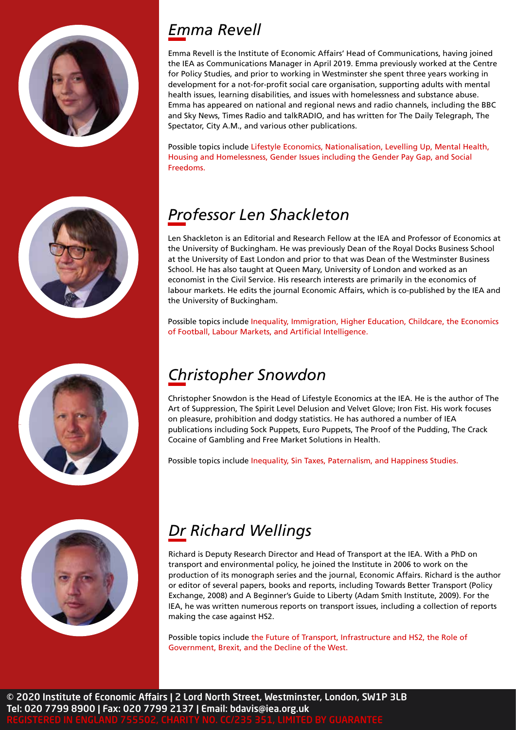## *Emma Revell*

Emma Revell is the Institute of Economic Affairs' Head of Communications, having joined the IEA as Communications Manager in April 2019. Emma previously worked at the Centre for Policy Studies, and prior to working in Westminster she spent three years working in development for a not-for-profit social care organisation, supporting adults with mental health issues, learning disabilities, and issues with homelessness and substance abuse. Emma has appeared on national and regional news and radio channels, including the BBC and Sky News, Times Radio and talkRADIO, and has written for The Daily Telegraph, The Spectator, City A.M., and various other publications.

Possible topics include Lifestyle Economics, Nationalisation, Levelling Up, Mental Health, Housing and Homelessness, Gender Issues including the Gender Pay Gap, and Social Freedoms.

## *Professor Len Shackleton*

Len Shackleton is an Editorial and Research Fellow at the IEA and Professor of Economics at the University of Buckingham. He was previously Dean of the Royal Docks Business School at the University of East London and prior to that was Dean of the Westminster Business School. He has also taught at Queen Mary, University of London and worked as an economist in the Civil Service. His research interests are primarily in the economics of labour markets. He edits the journal Economic Affairs, which is co-published by the IEA and the University of Buckingham.

Possible topics include Inequality, Immigration, Higher Education, Childcare, the Economics of Football, Labour Markets, and Artificial Intelligence.

## *Christopher Snowdon*

Christopher Snowdon is the Head of Lifestyle Economics at the IEA. He is the author of The Art of Suppression, The Spirit Level Delusion and Velvet Glove; Iron Fist. His work focuses on pleasure, prohibition and dodgy statistics. He has authored a number of IEA publications including Sock Puppets, Euro Puppets, The Proof of the Pudding, The Crack Cocaine of Gambling and Free Market Solutions in Health.

Possible topics include Inequality, Sin Taxes, Paternalism, and Happiness Studies.

## *Dr Richard Wellings*

Richard is Deputy Research Director and Head of Transport at the IEA. With a PhD on transport and environmental policy, he joined the Institute in 2006 to work on the production of its monograph series and the journal, Economic Affairs. Richard is the author or editor of several papers, books and reports, including Towards Better Transport (Policy Exchange, 2008) and A Beginner's Guide to Liberty (Adam Smith Institute, 2009). For the IEA, he was written numerous reports on transport issues, including a collection of reports making the case against HS2.

Possible topics include the Future of Transport, Infrastructure and HS2, the Role of Government, Brexit, and the Decline of the West.

© 2020 Institute of Economic Affairs | 2 Lord North Street, Westminster, London, SW1P 3LB
Tel: 020 7799 8900 | Fax: 020 7799 2137 | Email: bdavis@iea.org.uk
REGISTERED IN ENGLAND 755502, CHARITY NO. CC/235 351, LIMITED BY GUARANTEE